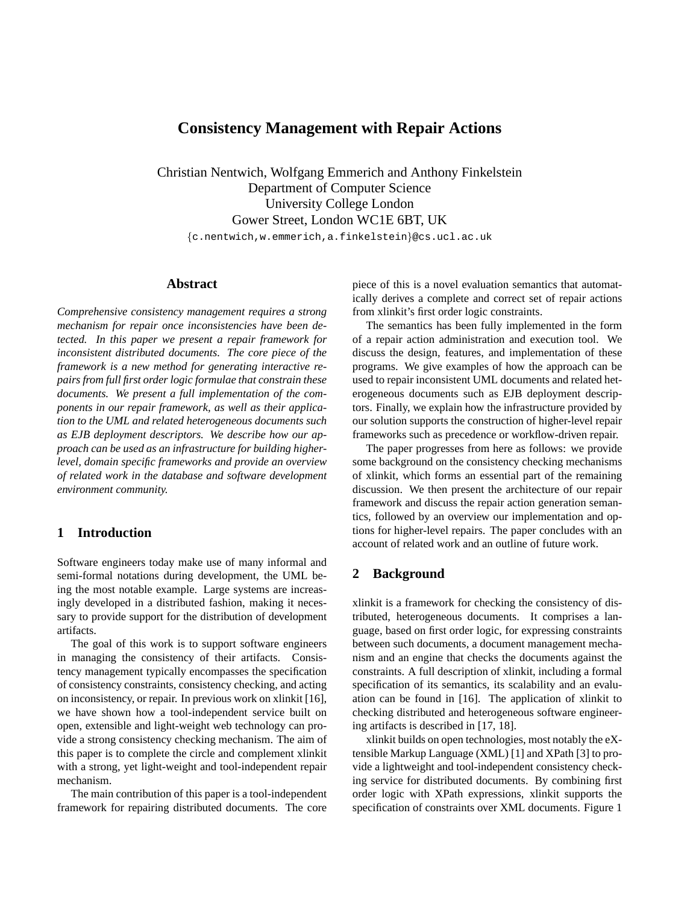# Consistency Management with Repair Actions

Christian Nentwich, Wolfgang Emmerich and Anthony Finkelstein
Department of Computer Science
University College London
Gower Street, London WC1E 6BT, UK
{c.nentwich,w.emmerich,a.finkelstein}@cs.ucl.ac.uk

## Abstract

*Comprehensive consistency management requires a strong mechanism for repair once inconsistencies have been detected. In this paper we present a repair framework for inconsistent distributed documents. The core piece of the framework is a new method for generating interactive repairs from full first order logic formulae that constrain these documents. We present a full implementation of the components in our repair framework, as well as their application to the UML and related heterogeneous documents such as EJB deployment descriptors. We describe how our approach can be used as an infrastructure for building higher-level, domain specific frameworks and provide an overview of related work in the database and software development environment community.*

## 1 Introduction

Software engineers today make use of many informal and semi-formal notations during development, the UML being the most notable example. Large systems are increasingly developed in a distributed fashion, making it necessary to provide support for the distribution of development artifacts.

The goal of this work is to support software engineers in managing the consistency of their artifacts. Consistency management typically encompasses the specification of consistency constraints, consistency checking, and acting on inconsistency, or repair. In previous work on xlinkit [16], we have shown how a tool-independent service built on open, extensible and light-weight web technology can provide a strong consistency checking mechanism. The aim of this paper is to complete the circle and complement xlinkit with a strong, yet light-weight and tool-independent repair mechanism.

The main contribution of this paper is a tool-independent framework for repairing distributed documents. The core piece of this is a novel evaluation semantics that automatically derives a complete and correct set of repair actions from xlinkit's first order logic constraints.

The semantics has been fully implemented in the form of a repair action administration and execution tool. We discuss the design, features, and implementation of these programs. We give examples of how the approach can be used to repair inconsistent UML documents and related heterogeneous documents such as EJB deployment descriptors. Finally, we explain how the infrastructure provided by our solution supports the construction of higher-level repair frameworks such as precedence or workflow-driven repair.

The paper progresses from here as follows: we provide some background on the consistency checking mechanisms of xlinkit, which forms an essential part of the remaining discussion. We then present the architecture of our repair framework and discuss the repair action generation semantics, followed by an overview our implementation and options for higher-level repairs. The paper concludes with an account of related work and an outline of future work.

## 2 Background

xlinkit is a framework for checking the consistency of distributed, heterogeneous documents. It comprises a language, based on first order logic, for expressing constraints between such documents, a document management mechanism and an engine that checks the documents against the constraints. A full description of xlinkit, including a formal specification of its semantics, its scalability and an evaluation can be found in [16]. The application of xlinkit to checking distributed and heterogeneous software engineering artifacts is described in [17, 18].

xlinkit builds on open technologies, most notably the eXtensible Markup Language (XML) [1] and XPath [3] to provide a lightweight and tool-independent consistency checking service for distributed documents. By combining first order logic with XPath expressions, xlinkit supports the specification of constraints over XML documents. Figure 1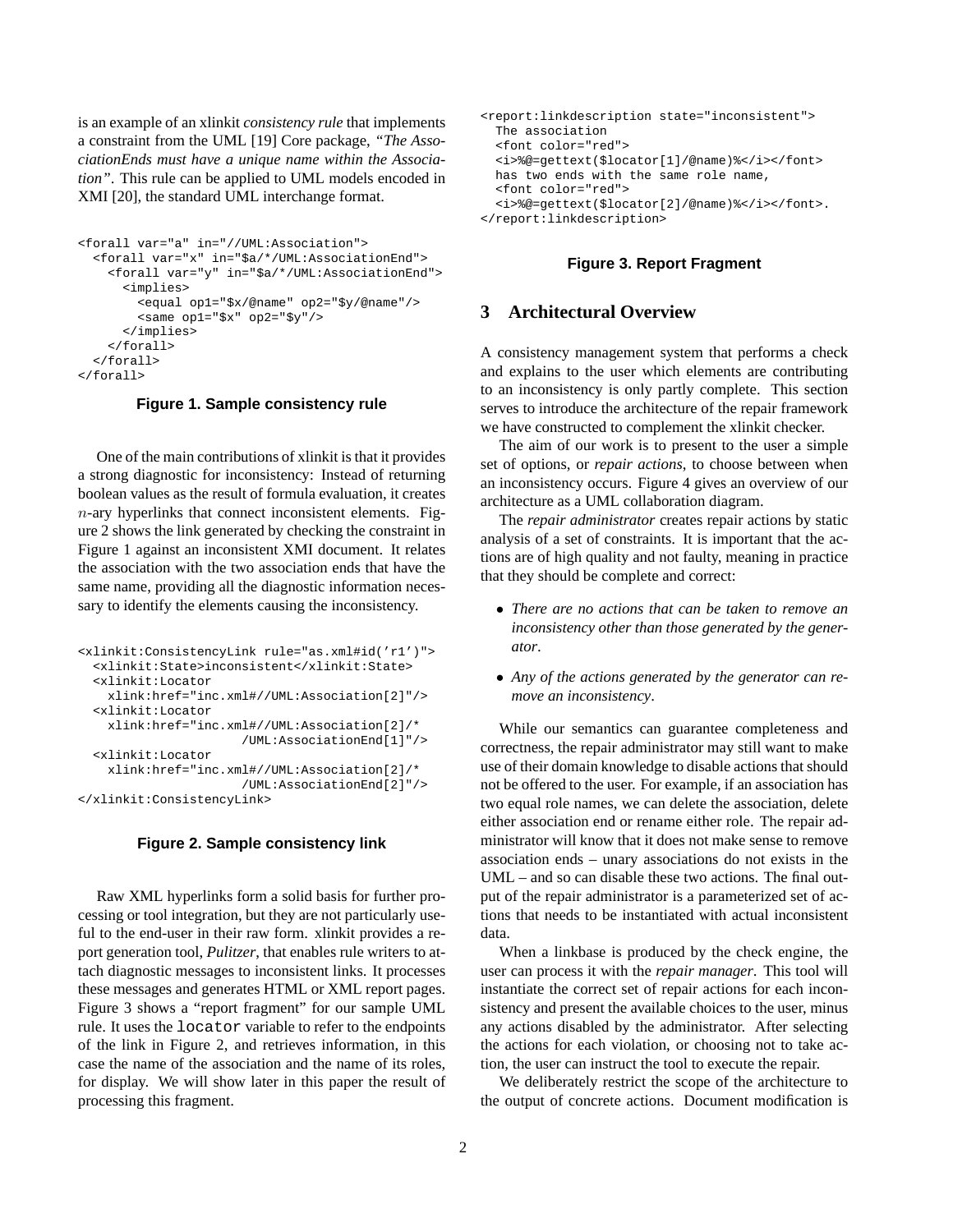is an example of an xlinkit *consistency rule* that implements a constraint from the UML [19] Core package, *"The AssociationEnds must have a unique name within the Association"*. This rule can be applied to UML models encoded in XMI [20], the standard UML interchange format.

```
<forall var="a" in="//UML:Association">
  <forall var="x" in="$a/*/UML:AssociationEnd">
    <forall var="y" in="$a/*/UML:AssociationEnd">
      <implies>
        <equal op1="$x/@name" op2="$y/@name"/>
        <same op1="$x" op2="$y"/>
      </implies>
    </forall>
  </forall>
</forall>
```

**Figure 1. Sample consistency rule**

One of the main contributions of xlinkit is that it provides a strong diagnostic for inconsistency: Instead of returning boolean values as the result of formula evaluation, it creates $n$-ary hyperlinks that connect inconsistent elements. Figure 2 shows the link generated by checking the constraint in Figure 1 against an inconsistent XMI document. It relates the association with the two association ends that have the same name, providing all the diagnostic information necessary to identify the elements causing the inconsistency.

```
<xlinkit:ConsistencyLink rule="as.xml#id('r1')">
  <xlinkit:State>inconsistent</xlinkit:State>
  <xlinkit:Locator
    xlink:href="inc.xml#//UML:Association[2]"/>
  <xlinkit:Locator
    xlink:href="inc.xml#//UML:Association[2]/*
                     /UML:AssociationEnd[1]"/>
  <xlinkit:Locator
    xlink:href="inc.xml#//UML:Association[2]/*
                     /UML:AssociationEnd[2]"/>
</xlinkit:ConsistencyLink>
```

**Figure 2. Sample consistency link**

Raw XML hyperlinks form a solid basis for further processing or tool integration, but they are not particularly useful to the end-user in their raw form. xlinkit provides a report generation tool, *Pulitzer*, that enables rule writers to attach diagnostic messages to inconsistent links. It processes these messages and generates HTML or XML report pages. Figure 3 shows a "report fragment" for our sample UML rule. It uses the `locator` variable to refer to the endpoints of the link in Figure 2, and retrieves information, in this case the name of the association and the name of its roles, for display. We will show later in this paper the result of processing this fragment.

```
<report:linkdescription state="inconsistent">
  The association
  <font color="red">
  <i>%@=gettext($locator[1]/@name)%</i></font>
  has two ends with the same role name,
  <font color="red">
  <i>%@=gettext($locator[2]/@name)%</i></font>.
</report:linkdescription>
```

**Figure 3. Report Fragment**

## 3 Architectural Overview

A consistency management system that performs a check and explains to the user which elements are contributing to an inconsistency is only partly complete. This section serves to introduce the architecture of the repair framework we have constructed to complement the xlinkit checker.

The aim of our work is to present to the user a simple set of options, or *repair actions*, to choose between when an inconsistency occurs. Figure 4 gives an overview of our architecture as a UML collaboration diagram.

The *repair administrator* creates repair actions by static analysis of a set of constraints. It is important that the actions are of high quality and not faulty, meaning in practice that they should be complete and correct:

- *There are no actions that can be taken to remove an inconsistency other than those generated by the generator*.
- *Any of the actions generated by the generator can remove an inconsistency*.

While our semantics can guarantee completeness and correctness, the repair administrator may still want to make use of their domain knowledge to disable actions that should not be offered to the user. For example, if an association has two equal role names, we can delete the association, delete either association end or rename either role. The repair administrator will know that it does not make sense to remove association ends – unary associations do not exists in the UML – and so can disable these two actions. The final output of the repair administrator is a parameterized set of actions that needs to be instantiated with actual inconsistent data.

When a linkbase is produced by the check engine, the user can process it with the *repair manager*. This tool will instantiate the correct set of repair actions for each inconsistency and present the available choices to the user, minus any actions disabled by the administrator. After selecting the actions for each violation, or choosing not to take action, the user can instruct the tool to execute the repair.

We deliberately restrict the scope of the architecture to the output of concrete actions. Document modification is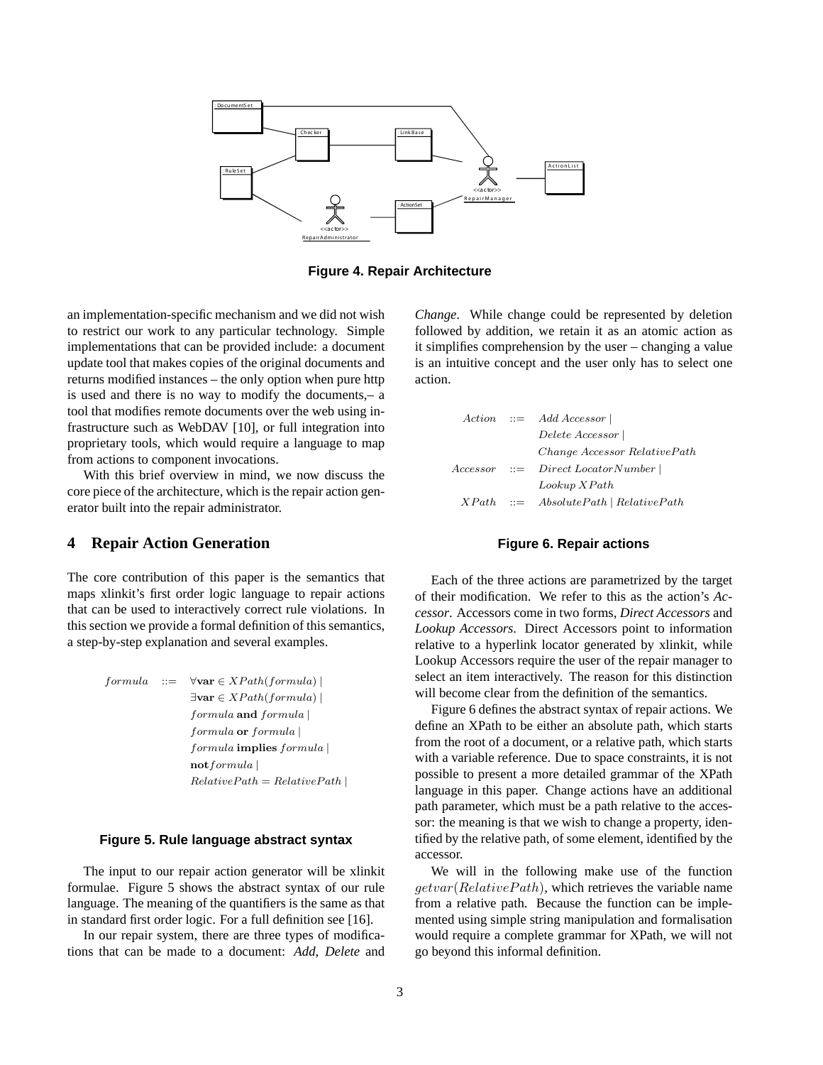**Figure 4. Repair Architecture**

an implementation-specific mechanism and we did not wish to restrict our work to any particular technology. Simple implementations that can be provided include: a document update tool that makes copies of the original documents and returns modified instances – the only option when pure http is used and there is no way to modify the documents,– a tool that modifies remote documents over the web using infrastructure such as WebDAV [10], or full integration into proprietary tools, which would require a language to map from actions to component invocations.

With this brief overview in mind, we now discuss the core piece of the architecture, which is the repair action generator built into the repair administrator.

## 4 Repair Action Generation

The core contribution of this paper is the semantics that maps xlinkit's first order logic language to repair actions that can be used to interactively correct rule violations. In this section we provide a formal definition of this semantics, a step-by-step explanation and several examples.

$$
\begin{array}{lcl}
formula & ::= & \forall \mathbf{var} \in XPath(formula) \mid \\
 & & \exists \mathbf{var} \in XPath(formula) \mid \\
 & & formula \ \mathbf{and} \ formula \mid \\
 & & formula \ \mathbf{or} \ formula \mid \\
 & & formula \ \mathbf{implies} \ formula \mid \\
 & & \mathbf{not} formula \mid \\
 & & RelativePath = RelativePath \mid
\end{array}
$$

**Figure 5. Rule language abstract syntax**

The input to our repair action generator will be xlinkit formulae. Figure 5 shows the abstract syntax of our rule language. The meaning of the quantifiers is the same as that in standard first order logic. For a full definition see [16].

In our repair system, there are three types of modifications that can be made to a document: *Add, Delete* and *Change*. While change could be represented by deletion followed by addition, we retain it as an atomic action as it simplifies comprehension by the user – changing a value is an intuitive concept and the user only has to select one action.

$$
\begin{array}{lcl}
Action & ::= & Add \ Accessor \mid \\
 & & Delete \ Accessor \mid \\
 & & Change \ Accessor \ RelativePath \\
Accessor & ::= & Direct \ LocatorNumber \mid \\
 & & Lookup \ XPath \\
XPath & ::= & AbsolutePath \mid RelativePath
\end{array}
$$

**Figure 6. Repair actions**

Each of the three actions are parametrized by the target of their modification. We refer to this as the action's *Accessor*. Accessors come in two forms, *Direct Accessors* and *Lookup Accessors*. Direct Accessors point to information relative to a hyperlink locator generated by xlinkit, while Lookup Accessors require the user of the repair manager to select an item interactively. The reason for this distinction will become clear from the definition of the semantics.

Figure 6 defines the abstract syntax of repair actions. We define an XPath to be either an absolute path, which starts from the root of a document, or a relative path, which starts with a variable reference. Due to space constraints, it is not possible to present a more detailed grammar of the XPath language in this paper. Change actions have an additional path parameter, which must be a path relative to the accessor: the meaning is that we wish to change a property, identified by the relative path, of some element, identified by the accessor.

We will in the following make use of the function $getvar(RelativePath)$, which retrieves the variable name from a relative path. Because the function can be implemented using simple string manipulation and formalisation would require a complete grammar for XPath, we will not go beyond this informal definition.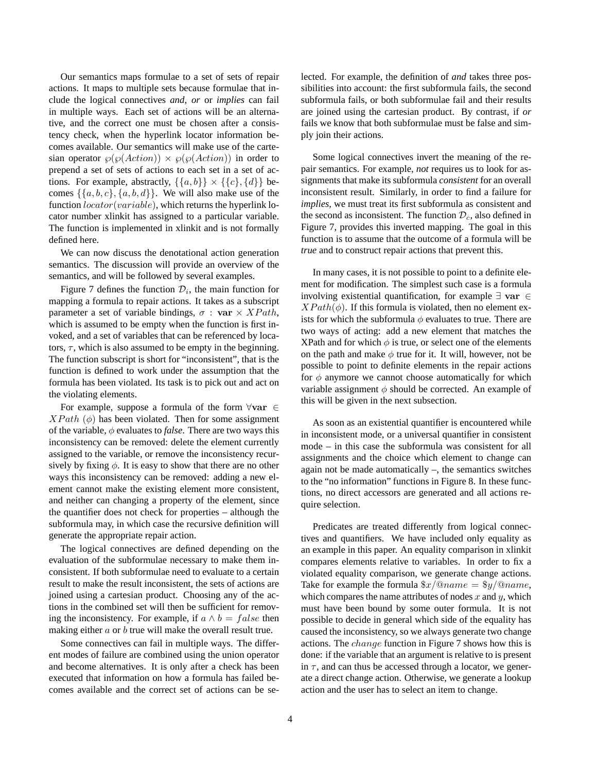Our semantics maps formulae to a set of sets of repair actions. It maps to multiple sets because formulae that include the logical connectives *and, or* or *implies* can fail in multiple ways. Each set of actions will be an alternative, and the correct one must be chosen after a consistency check, when the hyperlink locator information becomes available. Our semantics will make use of the cartesian operator $\wp(\wp(Action)) \times \wp(\wp(Action))$ in order to prepend a set of sets of actions to each set in a set of actions. For example, abstractly, $\{\{a, b\}\} \times \{\{c\}, \{d\}\}$ becomes $\{\{a, b, c\}, \{a, b, d\}\}$. We will also make use of the function $locator(variable)$, which returns the hyperlink locator number xlinkit has assigned to a particular variable. The function is implemented in xlinkit and is not formally defined here.

We can now discuss the denotational action generation semantics. The discussion will provide an overview of the semantics, and will be followed by several examples.

Figure 7 defines the function $\mathcal{D}_i$, the main function for mapping a formula to repair actions. It takes as a subscript parameter a set of variable bindings, $\sigma$ : **var** $\times$ $XPath$, which is assumed to be empty when the function is first invoked, and a set of variables that can be referenced by locators, $\tau$, which is also assumed to be empty in the beginning. The function subscript is short for "inconsistent", that is the function is defined to work under the assumption that the formula has been violated. Its task is to pick out and act on the violating elements.

For example, suppose a formula of the form $\forall$**var** $\in$ $XPath$ $(\phi)$ has been violated. Then for some assignment of the variable, $\phi$ evaluates to *false*. There are two ways this inconsistency can be removed: delete the element currently assigned to the variable, or remove the inconsistency recursively by fixing $\phi$. It is easy to show that there are no other ways this inconsistency can be removed: adding a new element cannot make the existing element more consistent, and neither can changing a property of the element, since the quantifier does not check for properties – although the subformula may, in which case the recursive definition will generate the appropriate repair action.

The logical connectives are defined depending on the evaluation of the subformulae necessary to make them inconsistent. If both subformulae need to evaluate to a certain result to make the result inconsistent, the sets of actions are joined using a cartesian product. Choosing any of the actions in the combined set will then be sufficient for removing the inconsistency. For example, if $a \wedge b = false$ then making either $a$ or $b$ true will make the overall result true.

Some connectives can fail in multiple ways. The different modes of failure are combined using the union operator and become alternatives. It is only after a check has been executed that information on how a formula has failed becomes available and the correct set of actions can be selected. For example, the definition of *and* takes three possibilities into account: the first subformula fails, the second subformula fails, or both subformulae fail and their results are joined using the cartesian product. By contrast, if *or* fails we know that both subformulae must be false and simply join their actions.

Some logical connectives invert the meaning of the repair semantics. For example, *not* requires us to look for assignments that make its subformula *consistent* for an overall inconsistent result. Similarly, in order to find a failure for *implies*, we must treat its first subformula as consistent and the second as inconsistent. The function $\mathcal{D}_c$, also defined in Figure 7, provides this inverted mapping. The goal in this function is to assume that the outcome of a formula will be *true* and to construct repair actions that prevent this.

In many cases, it is not possible to point to a definite element for modification. The simplest such case is a formula involving existential quantification, for example $\exists$ **var** $\in$ $XPath(\phi)$. If this formula is violated, then no element exists for which the subformula $\phi$ evaluates to true. There are two ways of acting: add a new element that matches the XPath and for which $\phi$ is true, or select one of the elements on the path and make $\phi$ true for it. It will, however, not be possible to point to definite elements in the repair actions for $\phi$ anymore we cannot choose automatically for which variable assignment $\phi$ should be corrected. An example of this will be given in the next subsection.

As soon as an existential quantifier is encountered while in inconsistent mode, or a universal quantifier in consistent mode – in this case the subformula was consistent for all assignments and the choice which element to change can again not be made automatically –, the semantics switches to the "no information" functions in Figure 8. In these functions, no direct accessors are generated and all actions require selection.

Predicates are treated differently from logical connectives and quantifiers. We have included only equality as an example in this paper. An equality comparison in xlinkit compares elements relative to variables. In order to fix a violated equality comparison, we generate change actions. Take for example the formula $\$x/@name = \$y/@name$, which compares the name attributes of nodes $x$ and $y$, which must have been bound by some outer formula. It is not possible to decide in general which side of the equality has caused the inconsistency, so we always generate two change actions. The $change$ function in Figure 7 shows how this is done: if the variable that an argument is relative to is present in $\tau$, and can thus be accessed through a locator, we generate a direct change action. Otherwise, we generate a lookup action and the user has to select an item to change.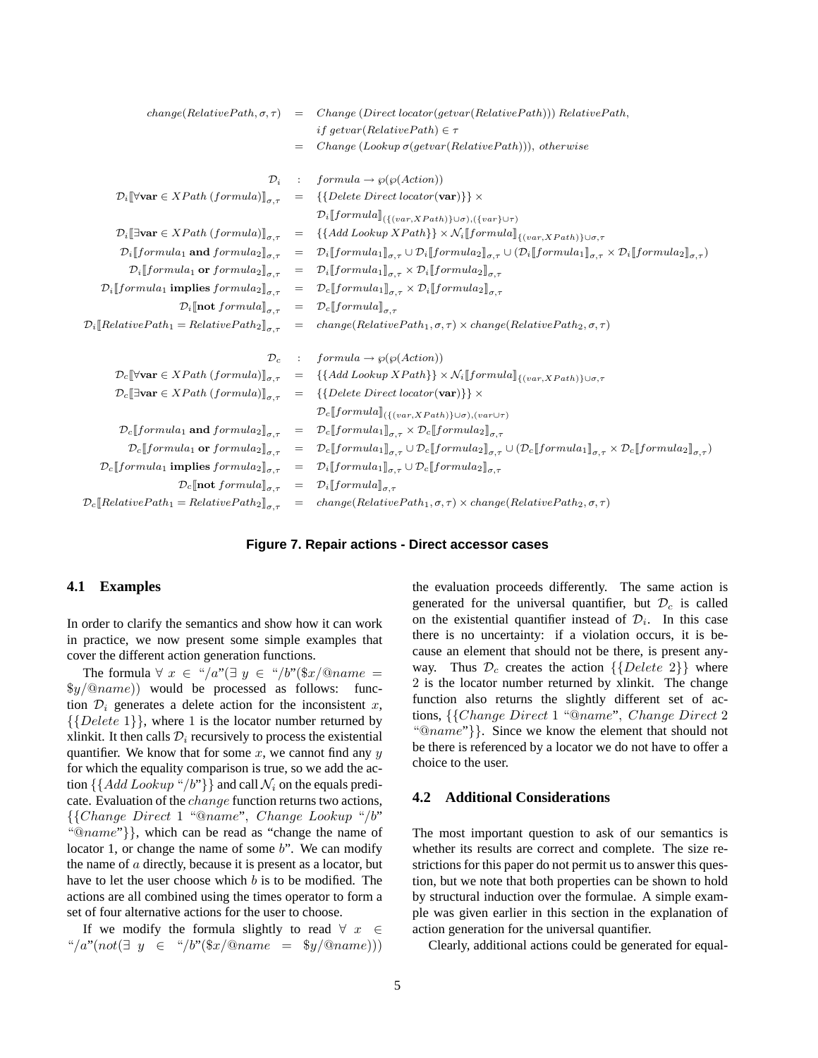$$
\begin{aligned}
change(RelativePath, \sigma, \tau) &= Change\ (Direct\ locator(getvar(RelativePath)))\ RelativePath, \\
&\quad if\ getvar(RelativePath) \in \tau \\
&= Change\ (Lookup\ \sigma(getvar(RelativePath))),\ otherwise
\end{aligned}
$$

$$
\begin{aligned}
\mathcal{D}_i &: formula \rightarrow \wp(\wp(Action)) \\
\mathcal{D}_i[\![\forall \mathbf{var} \in XPath\ (formula)]\!]_{\sigma,\tau} &= \{\{Delete\ Direct\ locator(\mathbf{var})\}\} \times \\
&\quad \mathcal{D}_i[\![formula]\!]_{(\{(var,XPath)\}\cup\sigma),(\{var\}\cup\tau)} \\
\mathcal{D}_i[\![\exists \mathbf{var} \in XPath\ (formula)]\!]_{\sigma,\tau} &= \{\{Add\ Lookup\ XPath\}\} \times \mathcal{N}_i[\![formula]\!]_{\{(var,XPath)\}\cup\sigma,\tau} \\
\mathcal{D}_i[\![formula_1\ \mathbf{and}\ formula_2]\!]_{\sigma,\tau} &= \mathcal{D}_i[\![formula_1]\!]_{\sigma,\tau} \cup \mathcal{D}_i[\![formula_2]\!]_{\sigma,\tau} \cup (\mathcal{D}_i[\![formula_1]\!]_{\sigma,\tau} \times \mathcal{D}_i[\![formula_2]\!]_{\sigma,\tau}) \\
\mathcal{D}_i[\![formula_1\ \mathbf{or}\ formula_2]\!]_{\sigma,\tau} &= \mathcal{D}_i[\![formula_1]\!]_{\sigma,\tau} \times \mathcal{D}_i[\![formula_2]\!]_{\sigma,\tau} \\
\mathcal{D}_i[\![formula_1\ \mathbf{implies}\ formula_2]\!]_{\sigma,\tau} &= \mathcal{D}_c[\![formula_1]\!]_{\sigma,\tau} \times \mathcal{D}_i[\![formula_2]\!]_{\sigma,\tau} \\
\mathcal{D}_i[\![\mathbf{not}\ formula]\!]_{\sigma,\tau} &= \mathcal{D}_c[\![formula]\!]_{\sigma,\tau} \\
\mathcal{D}_i[\![RelativePath_1 = RelativePath_2]\!]_{\sigma,\tau} &= change(RelativePath_1, \sigma, \tau) \times change(RelativePath_2, \sigma, \tau)
\end{aligned}
$$

$$
\begin{aligned}
\mathcal{D}_c &: formula \rightarrow \wp(\wp(Action)) \\
\mathcal{D}_c[\![\forall \mathbf{var} \in XPath\ (formula)]\!]_{\sigma,\tau} &= \{\{Add\ Lookup\ XPath\}\} \times \mathcal{N}_i[\![formula]\!]_{\{(var,XPath)\}\cup\sigma,\tau} \\
\mathcal{D}_c[\![\exists \mathbf{var} \in XPath\ (formula)]\!]_{\sigma,\tau} &= \{\{Delete\ Direct\ locator(\mathbf{var})\}\} \times \\
&\quad \mathcal{D}_c[\![formula]\!]_{(\{(var,XPath)\}\cup\sigma),(var\cup\tau)} \\
\mathcal{D}_c[\![formula_1\ \mathbf{and}\ formula_2]\!]_{\sigma,\tau} &= \mathcal{D}_c[\![formula_1]\!]_{\sigma,\tau} \times \mathcal{D}_c[\![formula_2]\!]_{\sigma,\tau} \\
\mathcal{D}_c[\![formula_1\ \mathbf{or}\ formula_2]\!]_{\sigma,\tau} &= \mathcal{D}_c[\![formula_1]\!]_{\sigma,\tau} \cup \mathcal{D}_c[\![formula_2]\!]_{\sigma,\tau} \cup (\mathcal{D}_c[\![formula_1]\!]_{\sigma,\tau} \times \mathcal{D}_c[\![formula_2]\!]_{\sigma,\tau}) \\
\mathcal{D}_c[\![formula_1\ \mathbf{implies}\ formula_2]\!]_{\sigma,\tau} &= \mathcal{D}_i[\![formula_1]\!]_{\sigma,\tau} \cup \mathcal{D}_c[\![formula_2]\!]_{\sigma,\tau} \\
\mathcal{D}_c[\![\mathbf{not}\ formula]\!]_{\sigma,\tau} &= \mathcal{D}_i[\![formula]\!]_{\sigma,\tau} \\
\mathcal{D}_c[\![RelativePath_1 = RelativePath_2]\!]_{\sigma,\tau} &= change(RelativePath_1, \sigma, \tau) \times change(RelativePath_2, \sigma, \tau)
\end{aligned}
$$

**Figure 7. Repair actions - Direct accessor cases**

### 4.1 Examples

In order to clarify the semantics and show how it can work in practice, we now present some simple examples that cover the different action generation functions.

The formula $\forall\ x \in$ "$/a$"($\exists\ y \in$ "$/b$"($\$x/@name = \$y/@name$)) would be processed as follows: function $\mathcal{D}_i$ generates a delete action for the inconsistent $x$, $\{\{Delete\ 1\}\}$, where 1 is the locator number returned by xlinkit. It then calls $\mathcal{D}_i$ recursively to process the existential quantifier. We know that for some $x$, we cannot find any $y$ for which the equality comparison is true, so we add the action $\{\{Add\ Lookup$ "$/b$"$\}\}$ and call $\mathcal{N}_i$ on the equals predicate. Evaluation of the $change$ function returns two actions, $\{\{Change\ Direct\ 1$ "$@name$", $Change\ Lookup$ "$/b$" "$@name$"$\}\}$, which can be read as "change the name of locator 1, or change the name of some $b$". We can modify the name of $a$ directly, because it is present as a locator, but have to let the user choose which $b$ is to be modified. The actions are all combined using the times operator to form a set of four alternative actions for the user to choose.

If we modify the formula slightly to read $\forall\ x \in$ "$/a$"($not$($\exists\ y \in$ "$/b$"($\$x/@name = \$y/@name$))) the evaluation proceeds differently. The same action is generated for the universal quantifier, but $\mathcal{D}_c$ is called on the existential quantifier instead of $\mathcal{D}_i$. In this case there is no uncertainty: if a violation occurs, it is because an element that should not be there, is present anyway. Thus $\mathcal{D}_c$ creates the action $\{\{Delete\ 2\}\}$ where 2 is the locator number returned by xlinkit. The change function also returns the slightly different set of actions, $\{\{Change\ Direct\ 1$ "$@name$", $Change\ Direct\ 2$ "$@name$"$\}\}$. Since we know the element that should not be there is referenced by a locator we do not have to offer a choice to the user.

### 4.2 Additional Considerations

The most important question to ask of our semantics is whether its results are correct and complete. The size restrictions for this paper do not permit us to answer this question, but we note that both properties can be shown to hold by structural induction over the formulae. A simple example was given earlier in this section in the explanation of action generation for the universal quantifier.

Clearly, additional actions could be generated for equal-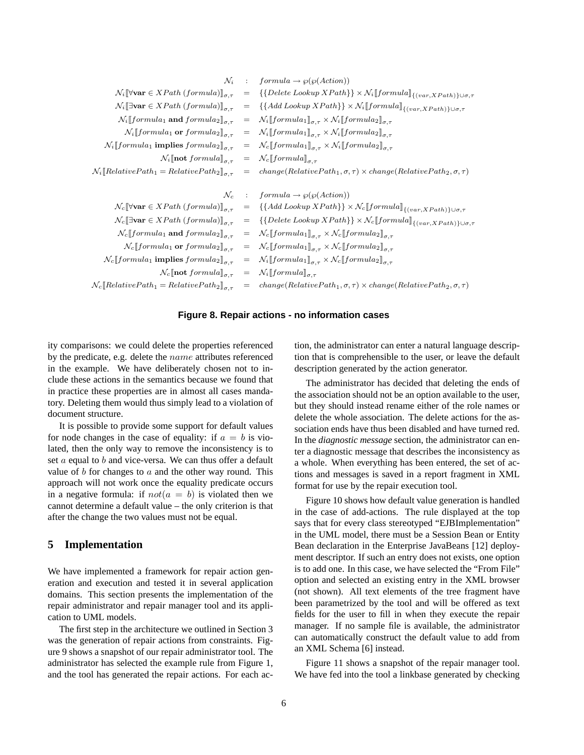$$
\begin{array}{rcl}
\mathcal{N}_i & : & formula \rightarrow \wp(\wp(Action)) \\
\mathcal{N}_i[\![\forall \mathbf{var} \in XPath\,(formula)]\!]_{\sigma,\tau} & = & \{\{Delete\ Lookup\ XPath\}\} \times \mathcal{N}_i[\![formula]\!]_{\{(var,XPath)\}\cup\sigma,\tau} \\
\mathcal{N}_i[\![\exists \mathbf{var} \in XPath\,(formula)]\!]_{\sigma,\tau} & = & \{\{Add\ Lookup\ XPath\}\} \times \mathcal{N}_i[\![formula]\!]_{\{(var,XPath)\}\cup\sigma,\tau} \\
\mathcal{N}_i[\![formula_1\ \mathbf{and}\ formula_2]\!]_{\sigma,\tau} & = & \mathcal{N}_i[\![formula_1]\!]_{\sigma,\tau} \times \mathcal{N}_i[\![formula_2]\!]_{\sigma,\tau} \\
\mathcal{N}_i[\![formula_1\ \mathbf{or}\ formula_2]\!]_{\sigma,\tau} & = & \mathcal{N}_i[\![formula_1]\!]_{\sigma,\tau} \times \mathcal{N}_i[\![formula_2]\!]_{\sigma,\tau} \\
\mathcal{N}_i[\![formula_1\ \mathbf{implies}\ formula_2]\!]_{\sigma,\tau} & = & \mathcal{N}_c[\![formula_1]\!]_{\sigma,\tau} \times \mathcal{N}_i[\![formula_2]\!]_{\sigma,\tau} \\
\mathcal{N}_i[\![\mathbf{not}\ formula]\!]_{\sigma,\tau} & = & \mathcal{N}_c[\![formula]\!]_{\sigma,\tau} \\
\mathcal{N}_i[\![RelativePath_1 = RelativePath_2]\!]_{\sigma,\tau} & = & change(RelativePath_1,\sigma,\tau) \times change(RelativePath_2,\sigma,\tau)
\end{array}
$$

$$
\begin{array}{rcl}
\mathcal{N}_c & : & formula \rightarrow \wp(\wp(Action)) \\
\mathcal{N}_c[\![\forall \mathbf{var} \in XPath\,(formula)]\!]_{\sigma,\tau} & = & \{\{Add\ Lookup\ XPath\}\} \times \mathcal{N}_c[\![formula]\!]_{\{(var,XPath)\}\cup\sigma,\tau} \\
\mathcal{N}_c[\![\exists \mathbf{var} \in XPath\,(formula)]\!]_{\sigma,\tau} & = & \{\{Delete\ Lookup\ XPath\}\} \times \mathcal{N}_c[\![formula]\!]_{\{(var,XPath)\}\cup\sigma,\tau} \\
\mathcal{N}_c[\![formula_1\ \mathbf{and}\ formula_2]\!]_{\sigma,\tau} & = & \mathcal{N}_c[\![formula_1]\!]_{\sigma,\tau} \times \mathcal{N}_c[\![formula_2]\!]_{\sigma,\tau} \\
\mathcal{N}_c[\![formula_1\ \mathbf{or}\ formula_2]\!]_{\sigma,\tau} & = & \mathcal{N}_c[\![formula_1]\!]_{\sigma,\tau} \times \mathcal{N}_c[\![formula_2]\!]_{\sigma,\tau} \\
\mathcal{N}_c[\![formula_1\ \mathbf{implies}\ formula_2]\!]_{\sigma,\tau} & = & \mathcal{N}_i[\![formula_1]\!]_{\sigma,\tau} \times \mathcal{N}_c[\![formula_2]\!]_{\sigma,\tau} \\
\mathcal{N}_c[\![\mathbf{not}\ formula]\!]_{\sigma,\tau} & = & \mathcal{N}_i[\![formula]\!]_{\sigma,\tau} \\
\mathcal{N}_c[\![RelativePath_1 = RelativePath_2]\!]_{\sigma,\tau} & = & change(RelativePath_1,\sigma,\tau) \times change(RelativePath_2,\sigma,\tau)
\end{array}
$$

**Figure 8. Repair actions - no information cases**

ity comparisons: we could delete the properties referenced by the predicate, e.g. delete the $name$ attributes referenced in the example. We have deliberately chosen not to include these actions in the semantics because we found that in practice these properties are in almost all cases mandatory. Deleting them would thus simply lead to a violation of document structure.

It is possible to provide some support for default values for node changes in the case of equality: if $a = b$ is violated, then the only way to remove the inconsistency is to set $a$ equal to $b$ and vice-versa. We can thus offer a default value of $b$ for changes to $a$ and the other way round. This approach will not work once the equality predicate occurs in a negative formula: if $not(a = b)$ is violated then we cannot determine a default value – the only criterion is that after the change the two values must not be equal.

## 5 Implementation

We have implemented a framework for repair action generation and execution and tested it in several application domains. This section presents the implementation of the repair administrator and repair manager tool and its application to UML models.

The first step in the architecture we outlined in Section 3 was the generation of repair actions from constraints. Figure 9 shows a snapshot of our repair administrator tool. The administrator has selected the example rule from Figure 1, and the tool has generated the repair actions. For each action, the administrator can enter a natural language description that is comprehensible to the user, or leave the default description generated by the action generator.

The administrator has decided that deleting the ends of the association should not be an option available to the user, but they should instead rename either of the role names or delete the whole association. The delete actions for the association ends have thus been disabled and have turned red. In the *diagnostic message* section, the administrator can enter a diagnostic message that describes the inconsistency as a whole. When everything has been entered, the set of actions and messages is saved in a report fragment in XML format for use by the repair execution tool.

Figure 10 shows how default value generation is handled in the case of add-actions. The rule displayed at the top says that for every class stereotyped "EJBImplementation" in the UML model, there must be a Session Bean or Entity Bean declaration in the Enterprise JavaBeans [12] deployment descriptor. If such an entry does not exists, one option is to add one. In this case, we have selected the "From File" option and selected an existing entry in the XML browser (not shown). All text elements of the tree fragment have been parametrized by the tool and will be offered as text fields for the user to fill in when they execute the repair manager. If no sample file is available, the administrator can automatically construct the default value to add from an XML Schema [6] instead.

Figure 11 shows a snapshot of the repair manager tool. We have fed into the tool a linkbase generated by checking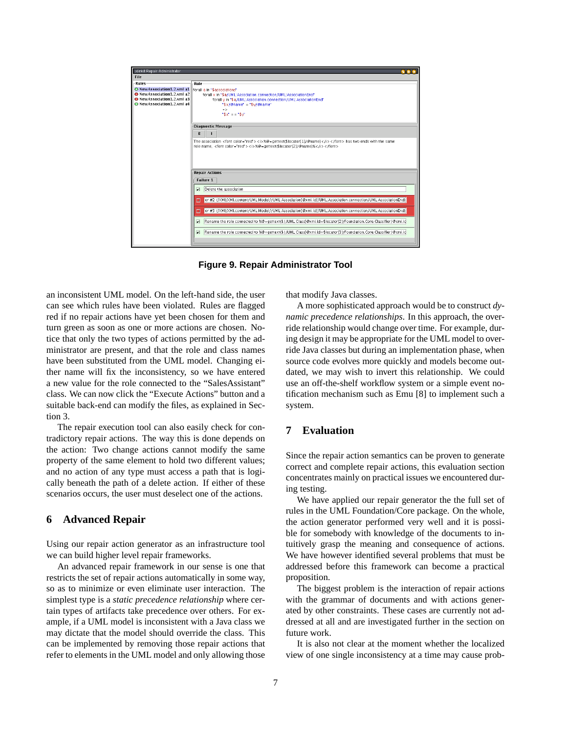**Figure 9. Repair Administrator Tool**

an inconsistent UML model. On the left-hand side, the user can see which rules have been violated. Rules are flagged red if no repair actions have yet been chosen for them and turn green as soon as one or more actions are chosen. Notice that only the two types of actions permitted by the administrator are present, and that the role and class names have been substituted from the UML model. Changing either name will fix the inconsistency, so we have entered a new value for the role connected to the "SalesAssistant" class. We can now click the "Execute Actions" button and a suitable back-end can modify the files, as explained in Section 3.

The repair execution tool can also easily check for contradictory repair actions. The way this is done depends on the action: Two change actions cannot modify the same property of the same element to hold two different values; and no action of any type must access a path that is logically beneath the path of a delete action. If either of these scenarios occurs, the user must deselect one of the actions.

## 6 Advanced Repair

Using our repair action generator as an infrastructure tool we can build higher level repair frameworks.

An advanced repair framework in our sense is one that restricts the set of repair actions automatically in some way, so as to minimize or even eliminate user interaction. The simplest type is a *static precedence relationship* where certain types of artifacts take precedence over others. For example, if a UML model is inconsistent with a Java class we may dictate that the model should override the class. This can be implemented by removing those repair actions that refer to elements in the UML model and only allowing those that modify Java classes.

A more sophisticated approach would be to construct *dynamic precedence relationships*. In this approach, the override relationship would change over time. For example, during design it may be appropriate for the UML model to override Java classes but during an implementation phase, when source code evolves more quickly and models become outdated, we may wish to invert this relationship. We could use an off-the-shelf workflow system or a simple event notification mechanism such as Emu [8] to implement such a system.

## 7 Evaluation

Since the repair action semantics can be proven to generate correct and complete repair actions, this evaluation section concentrates mainly on practical issues we encountered during testing.

We have applied our repair generator the the full set of rules in the UML Foundation/Core package. On the whole, the action generator performed very well and it is possible for somebody with knowledge of the documents to intuitively grasp the meaning and consequence of actions. We have however identified several problems that must be addressed before this framework can become a practical proposition.

The biggest problem is the interaction of repair actions with the grammar of documents and with actions generated by other constraints. These cases are currently not addressed at all and are investigated further in the section on future work.

It is also not clear at the moment whether the localized view of one single inconsistency at a time may cause prob-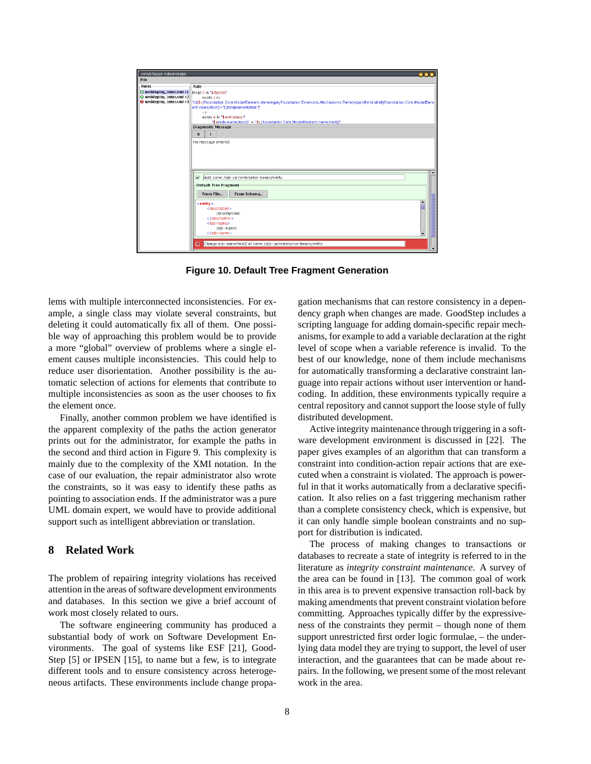Figure 10. Default Tree Fragment Generation

lems with multiple interconnected inconsistencies. For example, a single class may violate several constraints, but deleting it could automatically fix all of them. One possible way of approaching this problem would be to provide a more "global" overview of problems where a single element causes multiple inconsistencies. This could help to reduce user disorientation. Another possibility is the automatic selection of actions for elements that contribute to multiple inconsistencies as soon as the user chooses to fix the element once.

Finally, another common problem we have identified is the apparent complexity of the paths the action generator prints out for the administrator, for example the paths in the second and third action in Figure 9. This complexity is mainly due to the complexity of the XMI notation. In the case of our evaluation, the repair administrator also wrote the constraints, so it was easy to identify these paths as pointing to association ends. If the administrator was a pure UML domain expert, we would have to provide additional support such as intelligent abbreviation or translation.

## 8 Related Work

The problem of repairing integrity violations has received attention in the areas of software development environments and databases. In this section we give a brief account of work most closely related to ours.

The software engineering community has produced a substantial body of work on Software Development Environments. The goal of systems like ESF [21], GoodStep [5] or IPSEN [15], to name but a few, is to integrate different tools and to ensure consistency across heterogeneous artifacts. These environments include change propagation mechanisms that can restore consistency in a dependency graph when changes are made. GoodStep includes a scripting language for adding domain-specific repair mechanisms, for example to add a variable declaration at the right level of scope when a variable reference is invalid. To the best of our knowledge, none of them include mechanisms for automatically transforming a declarative constraint language into repair actions without user intervention or hand-coding. In addition, these environments typically require a central repository and cannot support the loose style of fully distributed development.

Active integrity maintenance through triggering in a software development environment is discussed in [22]. The paper gives examples of an algorithm that can transform a constraint into condition-action repair actions that are executed when a constraint is violated. The approach is powerful in that it works automatically from a declarative specification. It also relies on a fast triggering mechanism rather than a complete consistency check, which is expensive, but it can only handle simple boolean constraints and no support for distribution is indicated.

The process of making changes to transactions or databases to recreate a state of integrity is referred to in the literature as *integrity constraint maintenance*. A survey of the area can be found in [13]. The common goal of work in this area is to prevent expensive transaction roll-back by making amendments that prevent constraint violation before committing. Approaches typically differ by the expressiveness of the constraints they permit – though none of them support unrestricted first order logic formulae, – the underlying data model they are trying to support, the level of user interaction, and the guarantees that can be made about repairs. In the following, we present some of the most relevant work in the area.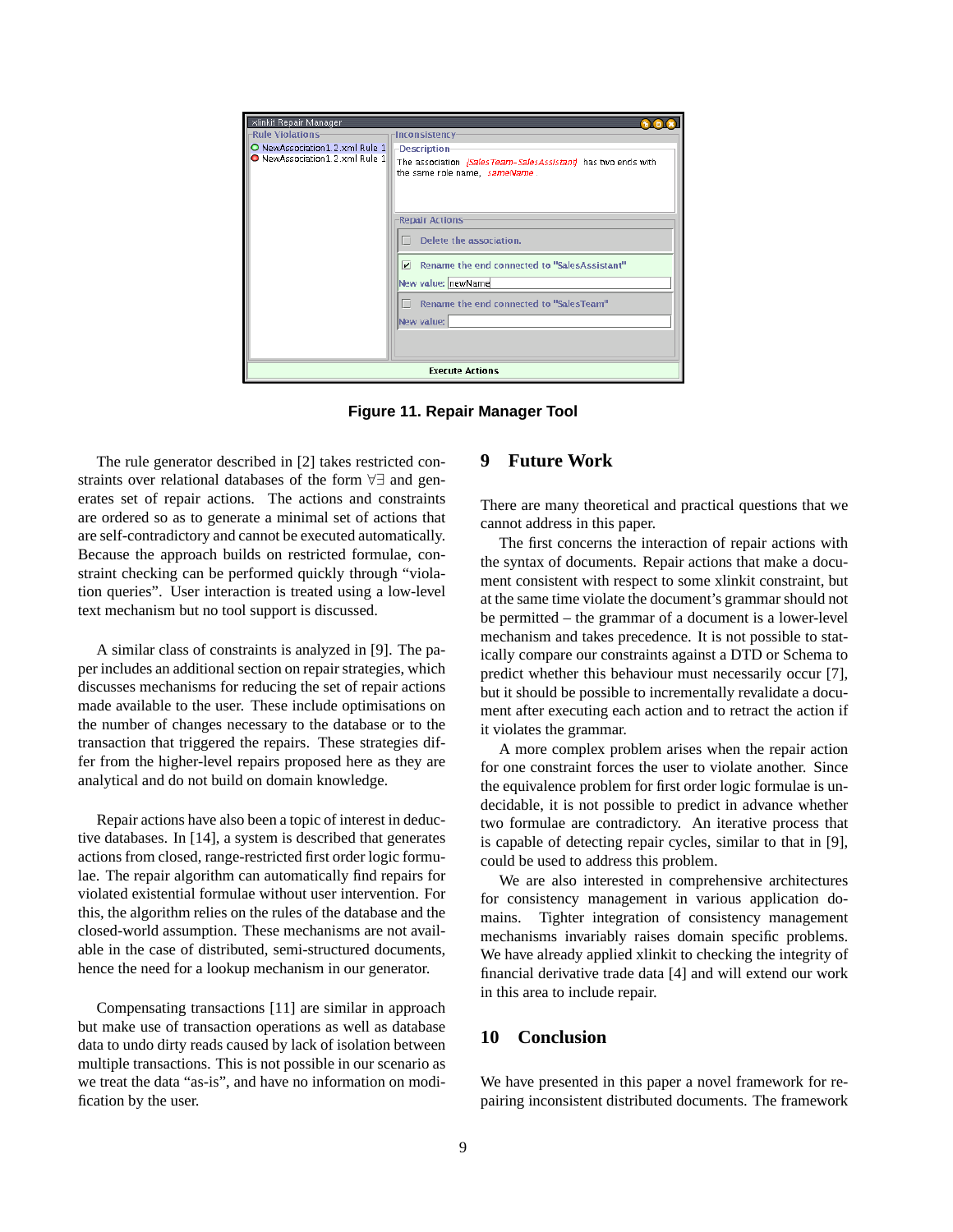Figure 11. Repair Manager Tool

The rule generator described in [2] takes restricted constraints over relational databases of the form ∀∃ and generates set of repair actions. The actions and constraints are ordered so as to generate a minimal set of actions that are self-contradictory and cannot be executed automatically. Because the approach builds on restricted formulae, constraint checking can be performed quickly through "violation queries". User interaction is treated using a low-level text mechanism but no tool support is discussed.

A similar class of constraints is analyzed in [9]. The paper includes an additional section on repair strategies, which discusses mechanisms for reducing the set of repair actions made available to the user. These include optimisations on the number of changes necessary to the database or to the transaction that triggered the repairs. These strategies differ from the higher-level repairs proposed here as they are analytical and do not build on domain knowledge.

Repair actions have also been a topic of interest in deductive databases. In [14], a system is described that generates actions from closed, range-restricted first order logic formulae. The repair algorithm can automatically find repairs for violated existential formulae without user intervention. For this, the algorithm relies on the rules of the database and the closed-world assumption. These mechanisms are not available in the case of distributed, semi-structured documents, hence the need for a lookup mechanism in our generator.

Compensating transactions [11] are similar in approach but make use of transaction operations as well as database data to undo dirty reads caused by lack of isolation between multiple transactions. This is not possible in our scenario as we treat the data "as-is", and have no information on modification by the user.

## 9 Future Work

There are many theoretical and practical questions that we cannot address in this paper.

The first concerns the interaction of repair actions with the syntax of documents. Repair actions that make a document consistent with respect to some xlinkit constraint, but at the same time violate the document's grammar should not be permitted – the grammar of a document is a lower-level mechanism and takes precedence. It is not possible to statically compare our constraints against a DTD or Schema to predict whether this behaviour must necessarily occur [7], but it should be possible to incrementally revalidate a document after executing each action and to retract the action if it violates the grammar.

A more complex problem arises when the repair action for one constraint forces the user to violate another. Since the equivalence problem for first order logic formulae is undecidable, it is not possible to predict in advance whether two formulae are contradictory. An iterative process that is capable of detecting repair cycles, similar to that in [9], could be used to address this problem.

We are also interested in comprehensive architectures for consistency management in various application domains. Tighter integration of consistency management mechanisms invariably raises domain specific problems. We have already applied xlinkit to checking the integrity of financial derivative trade data [4] and will extend our work in this area to include repair.

## 10 Conclusion

We have presented in this paper a novel framework for repairing inconsistent distributed documents. The framework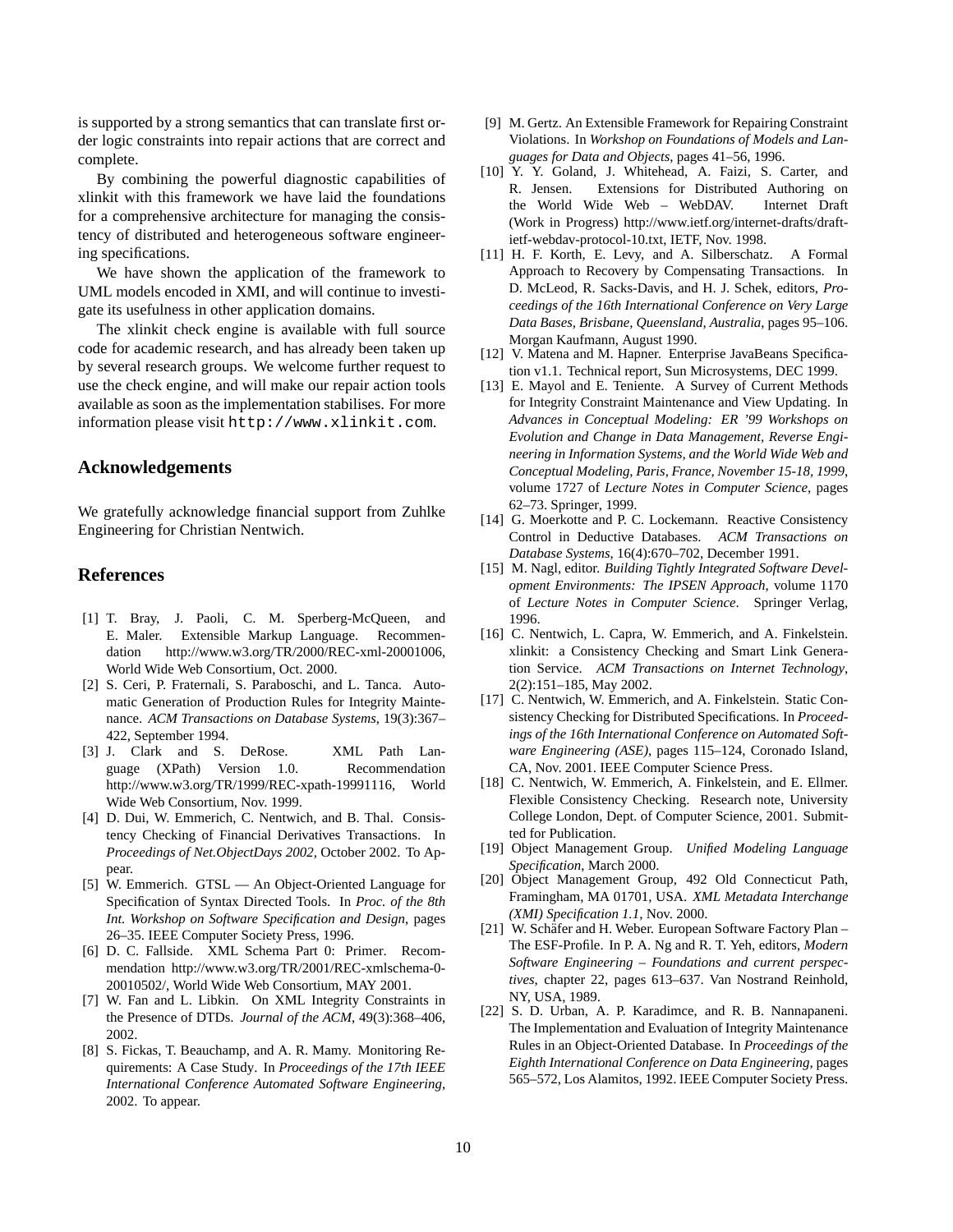is supported by a strong semantics that can translate first order logic constraints into repair actions that are correct and complete.

By combining the powerful diagnostic capabilities of xlinkit with this framework we have laid the foundations for a comprehensive architecture for managing the consistency of distributed and heterogeneous software engineering specifications.

We have shown the application of the framework to UML models encoded in XMI, and will continue to investigate its usefulness in other application domains.

The xlinkit check engine is available with full source code for academic research, and has already been taken up by several research groups. We welcome further request to use the check engine, and will make our repair action tools available as soon as the implementation stabilises. For more information please visit `http://www.xlinkit.com`.

## Acknowledgements

We gratefully acknowledge financial support from Zuhlke Engineering for Christian Nentwich.

## References

[1] T. Bray, J. Paoli, C. M. Sperberg-McQueen, and E. Maler. Extensible Markup Language. Recommendation http://www.w3.org/TR/2000/REC-xml-20001006, World Wide Web Consortium, Oct. 2000.

[2] S. Ceri, P. Fraternali, S. Paraboschi, and L. Tanca. Automatic Generation of Production Rules for Integrity Maintenance. *ACM Transactions on Database Systems*, 19(3):367–422, September 1994.

[3] J. Clark and S. DeRose. XML Path Language (XPath) Version 1.0. Recommendation http://www.w3.org/TR/1999/REC-xpath-19991116, World Wide Web Consortium, Nov. 1999.

[4] D. Dui, W. Emmerich, C. Nentwich, and B. Thal. Consistency Checking of Financial Derivatives Transactions. In *Proceedings of Net.ObjectDays 2002*, October 2002. To Appear.

[5] W. Emmerich. GTSL — An Object-Oriented Language for Specification of Syntax Directed Tools. In *Proc. of the 8th Int. Workshop on Software Specification and Design*, pages 26–35. IEEE Computer Society Press, 1996.

[6] D. C. Fallside. XML Schema Part 0: Primer. Recommendation http://www.w3.org/TR/2001/REC-xmlschema-0-20010502/, World Wide Web Consortium, MAY 2001.

[7] W. Fan and L. Libkin. On XML Integrity Constraints in the Presence of DTDs. *Journal of the ACM*, 49(3):368–406, 2002.

[8] S. Fickas, T. Beauchamp, and A. R. Mamy. Monitoring Requirements: A Case Study. In *Proceedings of the 17th IEEE International Conference Automated Software Engineering*, 2002. To appear.

[9] M. Gertz. An Extensible Framework for Repairing Constraint Violations. In *Workshop on Foundations of Models and Languages for Data and Objects*, pages 41–56, 1996.

[10] Y. Y. Goland, J. Whitehead, A. Faizi, S. Carter, and R. Jensen. Extensions for Distributed Authoring on the World Wide Web – WebDAV. Internet Draft (Work in Progress) http://www.ietf.org/internet-drafts/draft-ietf-webdav-protocol-10.txt, IETF, Nov. 1998.

[11] H. F. Korth, E. Levy, and A. Silberschatz. A Formal Approach to Recovery by Compensating Transactions. In D. McLeod, R. Sacks-Davis, and H. J. Schek, editors, *Proceedings of the 16th International Conference on Very Large Data Bases, Brisbane, Queensland, Australia*, pages 95–106. Morgan Kaufmann, August 1990.

[12] V. Matena and M. Hapner. Enterprise JavaBeans Specification v1.1. Technical report, Sun Microsystems, DEC 1999.

[13] E. Mayol and E. Teniente. A Survey of Current Methods for Integrity Constraint Maintenance and View Updating. In *Advances in Conceptual Modeling: ER '99 Workshops on Evolution and Change in Data Management, Reverse Engineering in Information Systems, and the World Wide Web and Conceptual Modeling, Paris, France, November 15-18, 1999*, volume 1727 of *Lecture Notes in Computer Science*, pages 62–73. Springer, 1999.

[14] G. Moerkotte and P. C. Lockemann. Reactive Consistency Control in Deductive Databases. *ACM Transactions on Database Systems*, 16(4):670–702, December 1991.

[15] M. Nagl, editor. *Building Tightly Integrated Software Development Environments: The IPSEN Approach*, volume 1170 of *Lecture Notes in Computer Science*. Springer Verlag, 1996.

[16] C. Nentwich, L. Capra, W. Emmerich, and A. Finkelstein. xlinkit: a Consistency Checking and Smart Link Generation Service. *ACM Transactions on Internet Technology*, 2(2):151–185, May 2002.

[17] C. Nentwich, W. Emmerich, and A. Finkelstein. Static Consistency Checking for Distributed Specifications. In *Proceedings of the 16th International Conference on Automated Software Engineering (ASE)*, pages 115–124, Coronado Island, CA, Nov. 2001. IEEE Computer Science Press.

[18] C. Nentwich, W. Emmerich, A. Finkelstein, and E. Ellmer. Flexible Consistency Checking. Research note, University College London, Dept. of Computer Science, 2001. Submitted for Publication.

[19] Object Management Group. *Unified Modeling Language Specification*, March 2000.

[20] Object Management Group, 492 Old Connecticut Path, Framingham, MA 01701, USA. *XML Metadata Interchange (XMI) Specification 1.1*, Nov. 2000.

[21] W. Schäfer and H. Weber. European Software Factory Plan – The ESF-Profile. In P. A. Ng and R. T. Yeh, editors, *Modern Software Engineering – Foundations and current perspectives*, chapter 22, pages 613–637. Van Nostrand Reinhold, NY, USA, 1989.

[22] S. D. Urban, A. P. Karadimce, and R. B. Nannapaneni. The Implementation and Evaluation of Integrity Maintenance Rules in an Object-Oriented Database. In *Proceedings of the Eighth International Conference on Data Engineering*, pages 565–572, Los Alamitos, 1992. IEEE Computer Society Press.